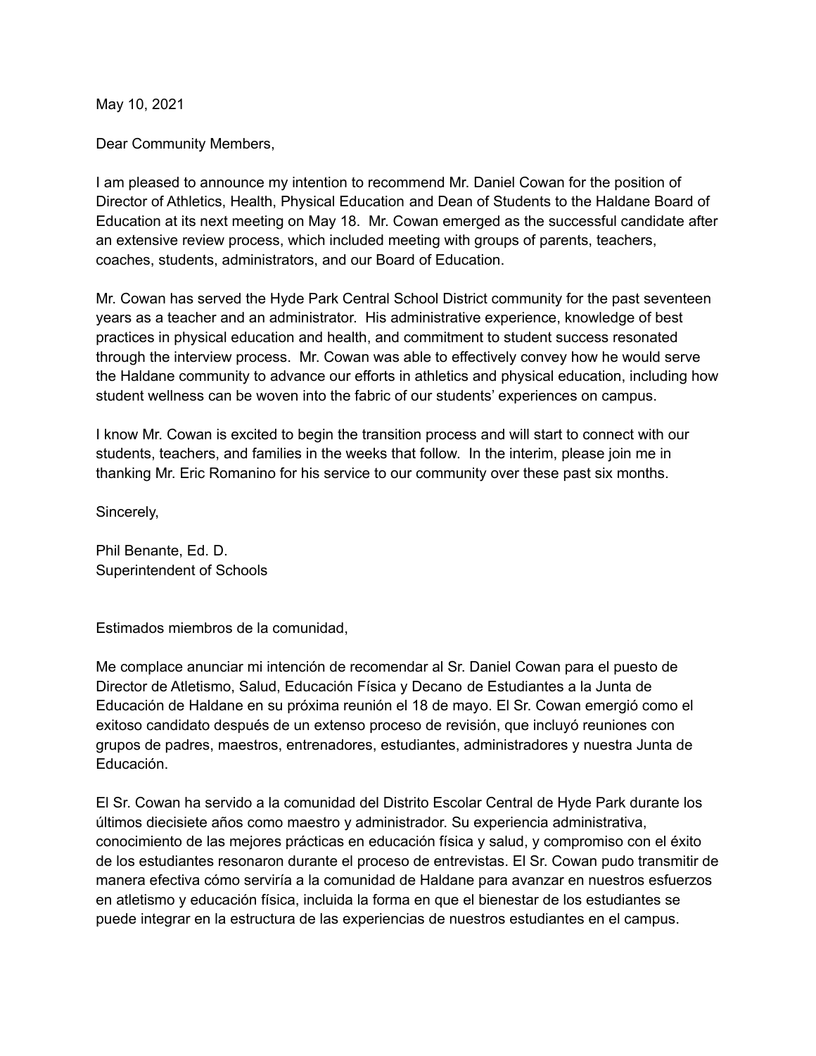May 10, 2021

Dear Community Members,

I am pleased to announce my intention to recommend Mr. Daniel Cowan for the position of Director of Athletics, Health, Physical Education and Dean of Students to the Haldane Board of Education at its next meeting on May 18. Mr. Cowan emerged as the successful candidate after an extensive review process, which included meeting with groups of parents, teachers, coaches, students, administrators, and our Board of Education.

Mr. Cowan has served the Hyde Park Central School District community for the past seventeen years as a teacher and an administrator. His administrative experience, knowledge of best practices in physical education and health, and commitment to student success resonated through the interview process. Mr. Cowan was able to effectively convey how he would serve the Haldane community to advance our efforts in athletics and physical education, including how student wellness can be woven into the fabric of our students' experiences on campus.

I know Mr. Cowan is excited to begin the transition process and will start to connect with our students, teachers, and families in the weeks that follow. In the interim, please join me in thanking Mr. Eric Romanino for his service to our community over these past six months.

Sincerely,

Phil Benante, Ed. D.
Superintendent of Schools

Estimados miembros de la comunidad,

Me complace anunciar mi intención de recomendar al Sr. Daniel Cowan para el puesto de Director de Atletismo, Salud, Educación Física y Decano de Estudiantes a la Junta de Educación de Haldane en su próxima reunión el 18 de mayo. El Sr. Cowan emergió como el exitoso candidato después de un extenso proceso de revisión, que incluyó reuniones con grupos de padres, maestros, entrenadores, estudiantes, administradores y nuestra Junta de Educación.

El Sr. Cowan ha servido a la comunidad del Distrito Escolar Central de Hyde Park durante los últimos diecisiete años como maestro y administrador. Su experiencia administrativa, conocimiento de las mejores prácticas en educación física y salud, y compromiso con el éxito de los estudiantes resonaron durante el proceso de entrevistas. El Sr. Cowan pudo transmitir de manera efectiva cómo serviría a la comunidad de Haldane para avanzar en nuestros esfuerzos en atletismo y educación física, incluida la forma en que el bienestar de los estudiantes se puede integrar en la estructura de las experiencias de nuestros estudiantes en el campus.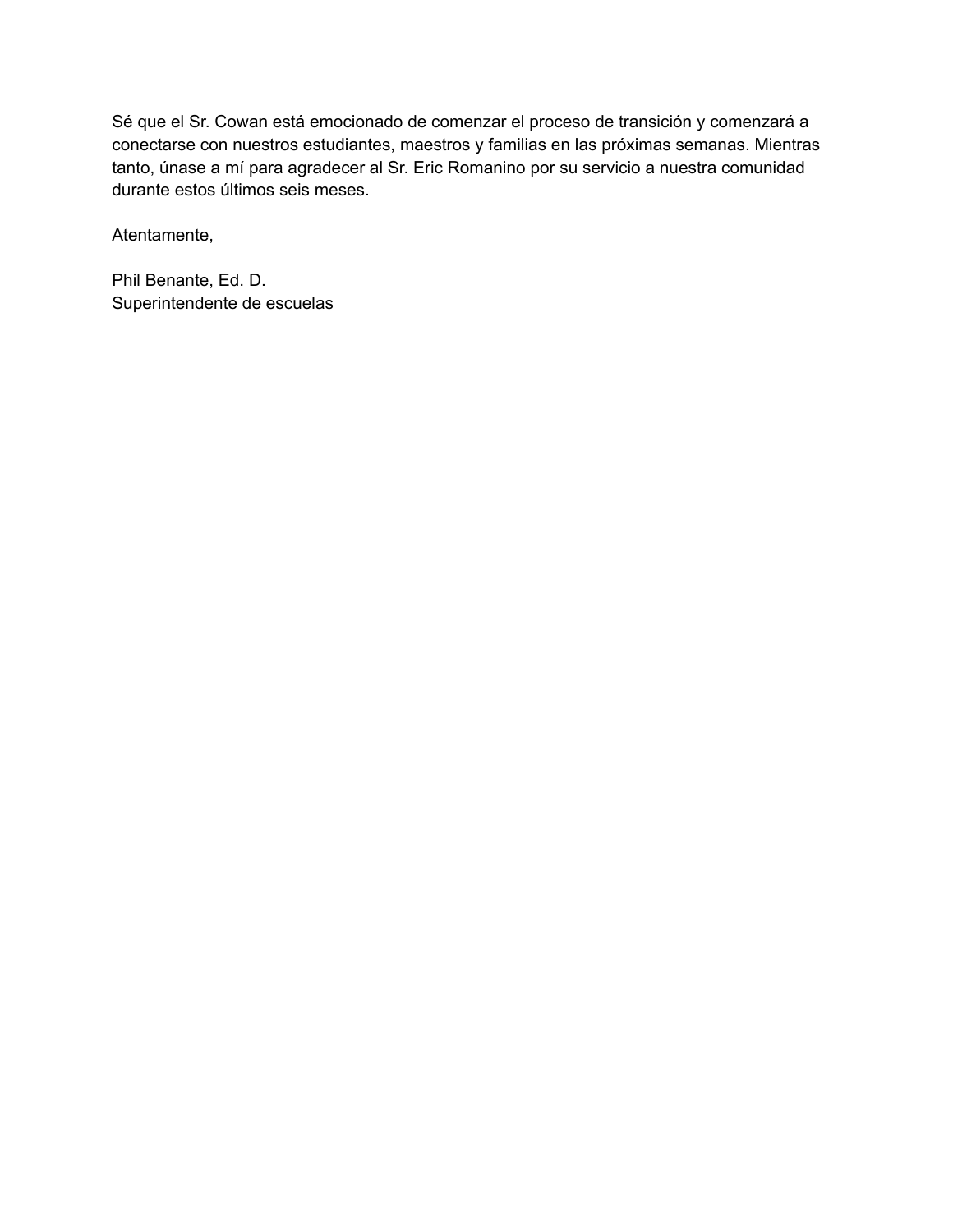Sé que el Sr. Cowan está emocionado de comenzar el proceso de transición y comenzará a conectarse con nuestros estudiantes, maestros y familias en las próximas semanas. Mientras tanto, únase a mí para agradecer al Sr. Eric Romanino por su servicio a nuestra comunidad durante estos últimos seis meses.

Atentamente,

Phil Benante, Ed. D.
Superintendente de escuelas